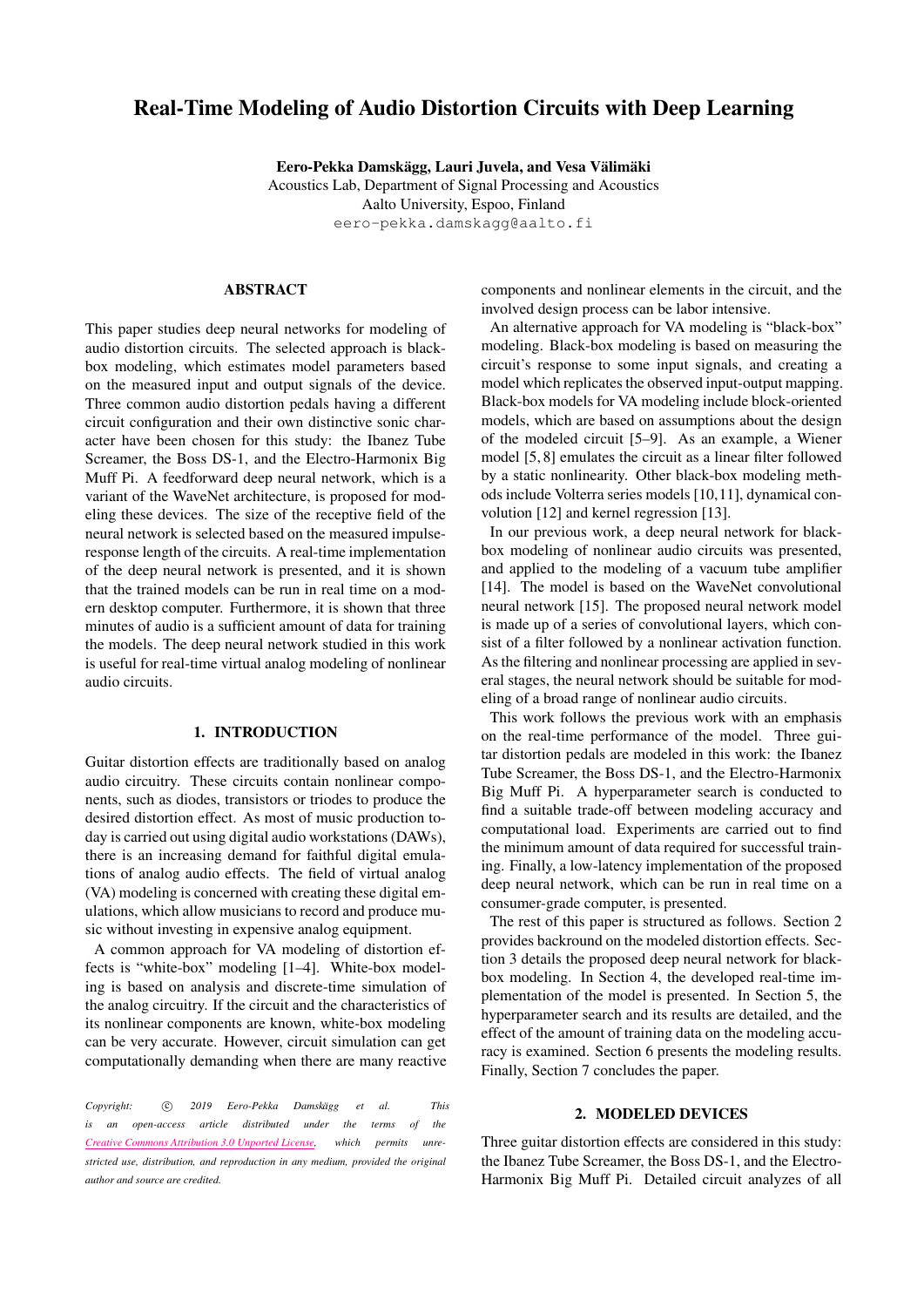# Real-Time Modeling of Audio Distortion Circuits with Deep Learning

**Eero-Pekka Damskägg, Lauri Juvela, and Vesa Välimäki**
Acoustics Lab, Department of Signal Processing and Acoustics
Aalto University, Espoo, Finland
eero-pekka.damskagg@aalto.fi

## ABSTRACT

This paper studies deep neural networks for modeling of audio distortion circuits. The selected approach is black-box modeling, which estimates model parameters based on the measured input and output signals of the device. Three common audio distortion pedals having a different circuit configuration and their own distinctive sonic character have been chosen for this study: the Ibanez Tube Screamer, the Boss DS-1, and the Electro-Harmonix Big Muff Pi. A feedforward deep neural network, which is a variant of the WaveNet architecture, is proposed for modeling these devices. The size of the receptive field of the neural network is selected based on the measured impulse-response length of the circuits. A real-time implementation of the deep neural network is presented, and it is shown that the trained models can be run in real time on a modern desktop computer. Furthermore, it is shown that three minutes of audio is a sufficient amount of data for training the models. The deep neural network studied in this work is useful for real-time virtual analog modeling of nonlinear audio circuits.

## 1. INTRODUCTION

Guitar distortion effects are traditionally based on analog audio circuitry. These circuits contain nonlinear components, such as diodes, transistors or triodes to produce the desired distortion effect. As most of music production today is carried out using digital audio workstations (DAWs), there is an increasing demand for faithful digital emulations of analog audio effects. The field of virtual analog (VA) modeling is concerned with creating these digital emulations, which allow musicians to record and produce music without investing in expensive analog equipment.

A common approach for VA modeling of distortion effects is "white-box" modeling [1–4]. White-box modeling is based on analysis and discrete-time simulation of the analog circuitry. If the circuit and the characteristics of its nonlinear components are known, white-box modeling can be very accurate. However, circuit simulation can get computationally demanding when there are many reactive components and nonlinear elements in the circuit, and the involved design process can be labor intensive.

An alternative approach for VA modeling is "black-box" modeling. Black-box modeling is based on measuring the circuit's response to some input signals, and creating a model which replicates the observed input-output mapping. Black-box models for VA modeling include block-oriented models, which are based on assumptions about the design of the modeled circuit [5–9]. As an example, a Wiener model [5, 8] emulates the circuit as a linear filter followed by a static nonlinearity. Other black-box modeling methods include Volterra series models [10, 11], dynamical convolution [12] and kernel regression [13].

In our previous work, a deep neural network for black-box modeling of nonlinear audio circuits was presented, and applied to the modeling of a vacuum tube amplifier [14]. The model is based on the WaveNet convolutional neural network [15]. The proposed neural network model is made up of a series of convolutional layers, which consist of a filter followed by a nonlinear activation function. As the filtering and nonlinear processing are applied in several stages, the neural network should be suitable for modeling of a broad range of nonlinear audio circuits.

This work follows the previous work with an emphasis on the real-time performance of the model. Three guitar distortion pedals are modeled in this work: the Ibanez Tube Screamer, the Boss DS-1, and the Electro-Harmonix Big Muff Pi. A hyperparameter search is conducted to find a suitable trade-off between modeling accuracy and computational load. Experiments are carried out to find the minimum amount of data required for successful training. Finally, a low-latency implementation of the proposed deep neural network, which can be run in real time on a consumer-grade computer, is presented.

The rest of this paper is structured as follows. Section 2 provides backround on the modeled distortion effects. Section 3 details the proposed deep neural network for black-box modeling. In Section 4, the developed real-time implementation of the model is presented. In Section 5, the hyperparameter search and its results are detailed, and the effect of the amount of training data on the modeling accuracy is examined. Section 6 presents the modeling results. Finally, Section 7 concludes the paper.

## 2. MODELED DEVICES

Three guitar distortion effects are considered in this study: the Ibanez Tube Screamer, the Boss DS-1, and the Electro-Harmonix Big Muff Pi. Detailed circuit analyzes of all

*Copyright: © 2019 Eero-Pekka Damskägg et al. This is an open-access article distributed under the terms of the Creative Commons Attribution 3.0 Unported License, which permits unrestricted use, distribution, and reproduction in any medium, provided the original author and source are credited.*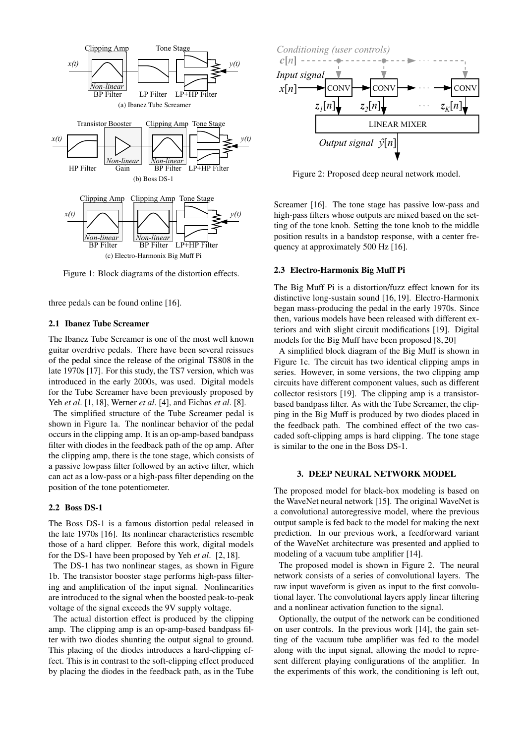Figure 1: Block diagrams of the distortion effects.

three pedals can be found online [16].

### 2.1 Ibanez Tube Screamer

The Ibanez Tube Screamer is one of the most well known guitar overdrive pedals. There have been several reissues of the pedal since the release of the original TS808 in the late 1970s [17]. For this study, the TS7 version, which was introduced in the early 2000s, was used. Digital models for the Tube Screamer have been previously proposed by Yeh *et al*. [1, 18], Werner *et al*. [4], and Eichas *et al*. [8].

The simplified structure of the Tube Screamer pedal is shown in Figure 1a. The nonlinear behavior of the pedal occurs in the clipping amp. It is an op-amp-based bandpass filter with diodes in the feedback path of the op amp. After the clipping amp, there is the tone stage, which consists of a passive lowpass filter followed by an active filter, which can act as a low-pass or a high-pass filter depending on the position of the tone potentiometer.

### 2.2 Boss DS-1

The Boss DS-1 is a famous distortion pedal released in the late 1970s [16]. Its nonlinear characteristics resemble those of a hard clipper. Before this work, digital models for the DS-1 have been proposed by Yeh *et al*. [2, 18].

The DS-1 has two nonlinear stages, as shown in Figure 1b. The transistor booster stage performs high-pass filtering and amplification of the input signal. Nonlinearities are introduced to the signal when the boosted peak-to-peak voltage of the signal exceeds the 9V supply voltage.

The actual distortion effect is produced by the clipping amp. The clipping amp is an op-amp-based bandpass filter with two diodes shunting the output signal to ground. This placing of the diodes introduces a hard-clipping effect. This is in contrast to the soft-clipping effect produced by placing the diodes in the feedback path, as in the Tube Screamer [16]. The tone stage has passive low-pass and high-pass filters whose outputs are mixed based on the setting of the tone knob. Setting the tone knob to the middle position results in a bandstop response, with a center frequency at approximately 500 Hz [16].

### 2.3 Electro-Harmonix Big Muff Pi

The Big Muff Pi is a distortion/fuzz effect known for its distinctive long-sustain sound [16, 19]. Electro-Harmonix began mass-producing the pedal in the early 1970s. Since then, various models have been released with different exteriors and with slight circuit modifications [19]. Digital models for the Big Muff have been proposed [8, 20]

A simplified block diagram of the Big Muff is shown in Figure 1c. The circuit has two identical clipping amps in series. However, in some versions, the two clipping amp circuits have different component values, such as different collector resistors [19]. The clipping amp is a transistor-based bandpass filter. As with the Tube Screamer, the clipping in the Big Muff is produced by two diodes placed in the feedback path. The combined effect of the two cascaded soft-clipping amps is hard clipping. The tone stage is similar to the one in the Boss DS-1.

## 3. DEEP NEURAL NETWORK MODEL

Figure 2: Proposed deep neural network model.

The proposed model for black-box modeling is based on the WaveNet neural network [15]. The original WaveNet is a convolutional autoregressive model, where the previous output sample is fed back to the model for making the next prediction. In our previous work, a feedforward variant of the WaveNet architecture was presented and applied to modeling of a vacuum tube amplifier [14].

The proposed model is shown in Figure 2. The neural network consists of a series of convolutional layers. The raw input waveform is given as input to the first convolutional layer. The convolutional layers apply linear filtering and a nonlinear activation function to the signal.

Optionally, the output of the network can be conditioned on user controls. In the previous work [14], the gain setting of the vacuum tube amplifier was fed to the model along with the input signal, allowing the model to represent different playing configurations of the amplifier. In the experiments of this work, the conditioning is left out,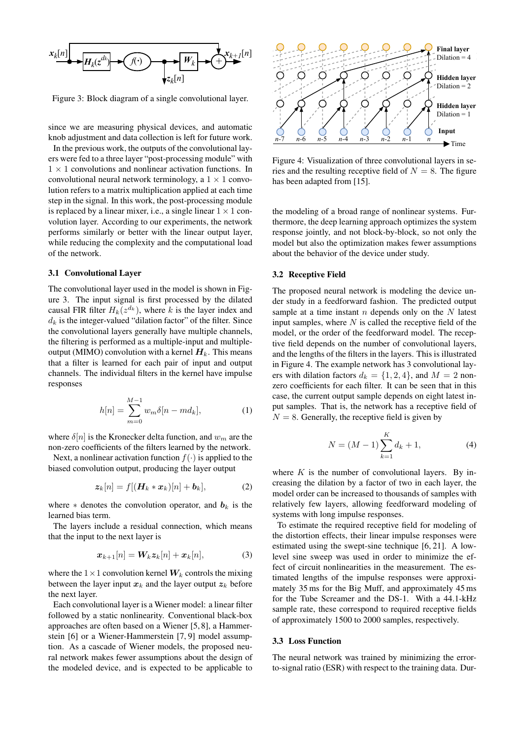Figure 3: Block diagram of a single convolutional layer.

since we are measuring physical devices, and automatic knob adjustment and data collection is left for future work.

In the previous work, the outputs of the convolutional layers were fed to a three layer "post-processing module" with $1 \times 1$ convolutions and nonlinear activation functions. In convolutional neural network terminology, a $1 \times 1$ convolution refers to a matrix multiplication applied at each time step in the signal. In this work, the post-processing module is replaced by a linear mixer, i.e., a single linear $1 \times 1$ convolution layer. According to our experiments, the network performs similarly or better with the linear output layer, while reducing the complexity and the computational load of the network.

### 3.1 Convolutional Layer

The convolutional layer used in the model is shown in Figure 3. The input signal is first processed by the dilated causal FIR filter $H_k(z^{d_k})$, where $k$ is the layer index and $d_k$ is the integer-valued "dilation factor" of the filter. Since the convolutional layers generally have multiple channels, the filtering is performed as a multiple-input and multiple-output (MIMO) convolution with a kernel $\boldsymbol{H}_k$. This means that a filter is learned for each pair of input and output channels. The individual filters in the kernel have impulse responses

$$h[n] = \sum_{m=0}^{M-1} w_m \delta[n - md_k], \tag{1}$$

where $\delta[n]$ is the Kronecker delta function, and $w_m$ are the non-zero coefficients of the filters learned by the network.

Next, a nonlinear activation function $f(\cdot)$ is applied to the biased convolution output, producing the layer output

$$\boldsymbol{z}_k[n] = f[(\boldsymbol{H}_k * \boldsymbol{x}_k)[n] + \boldsymbol{b}_k], \tag{2}$$

where $*$ denotes the convolution operator, and $\boldsymbol{b}_k$ is the learned bias term.

The layers include a residual connection, which means that the input to the next layer is

$$\boldsymbol{x}_{k+1}[n] = \boldsymbol{W}_k \boldsymbol{z}_k[n] + \boldsymbol{x}_k[n], \tag{3}$$

where the $1 \times 1$ convolution kernel $\boldsymbol{W}_k$ controls the mixing between the layer input $\boldsymbol{x}_k$ and the layer output $\boldsymbol{z}_k$ before the next layer.

Each convolutional layer is a Wiener model: a linear filter followed by a static nonlinearity. Conventional black-box approaches are often based on a Wiener [5, 8], a Hammerstein [6] or a Wiener-Hammerstein [7, 9] model assumption. As a cascade of Wiener models, the proposed neural network makes fewer assumptions about the design of the modeled device, and is expected to be applicable to the modeling of a broad range of nonlinear systems. Furthermore, the deep learning approach optimizes the system response jointly, and not block-by-block, so not only the model but also the optimization makes fewer assumptions about the behavior of the device under study.

Figure 4: Visualization of three convolutional layers in series and the resulting receptive field of $N = 8$. The figure has been adapted from [15].

### 3.2 Receptive Field

The proposed neural network is modeling the device under study in a feedforward fashion. The predicted output sample at a time instant $n$ depends only on the $N$ latest input samples, where $N$ is called the receptive field of the model, or the order of the feedforward model. The receptive field depends on the number of convolutional layers, and the lengths of the filters in the layers. This is illustrated in Figure 4. The example network has 3 convolutional layers with dilation factors $d_k = \{1, 2, 4\}$, and $M = 2$ non-zero coefficients for each filter. It can be seen that in this case, the current output sample depends on eight latest input samples. That is, the network has a receptive field of $N = 8$. Generally, the receptive field is given by

$$N = (M - 1) \sum_{k=1}^{K} d_k + 1, \tag{4}$$

where $K$ is the number of convolutional layers. By increasing the dilation by a factor of two in each layer, the model order can be increased to thousands of samples with relatively few layers, allowing feedforward modeling of systems with long impulse responses.

To estimate the required receptive field for modeling of the distortion effects, their linear impulse responses were estimated using the swept-sine technique [6, 21]. A low-level sine sweep was used in order to minimize the effect of circuit nonlinearities in the measurement. The estimated lengths of the impulse responses were approximately 35 ms for the Big Muff, and approximately 45 ms for the Tube Screamer and the DS-1. With a 44.1-kHz sample rate, these correspond to required receptive fields of approximately 1500 to 2000 samples, respectively.

### 3.3 Loss Function

The neural network was trained by minimizing the error-to-signal ratio (ESR) with respect to the training data. Dur-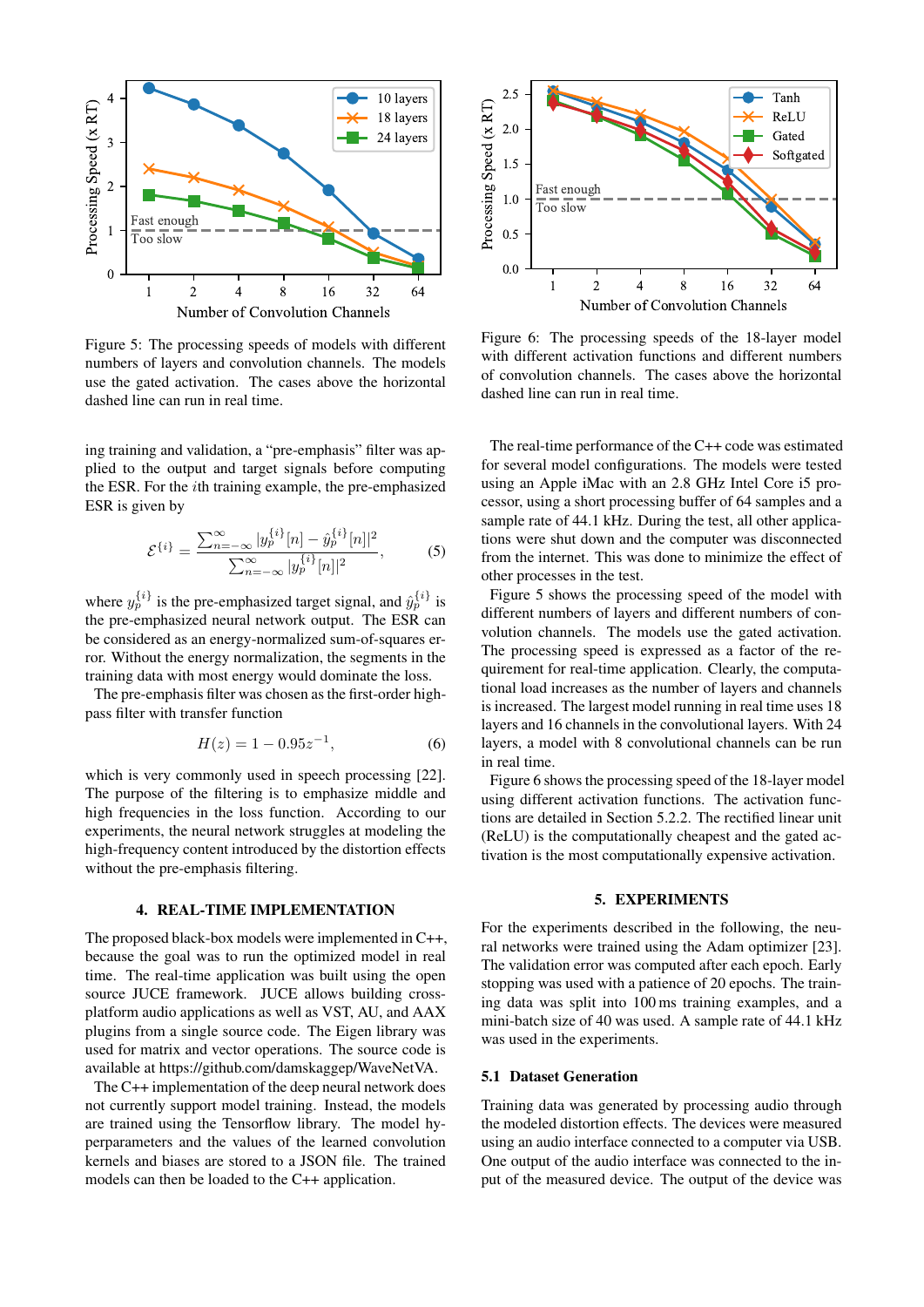Figure 5: The processing speeds of models with different numbers of layers and convolution channels. The models use the gated activation. The cases above the horizontal dashed line can run in real time.

Figure 6: The processing speeds of the 18-layer model with different activation functions and different numbers of convolution channels. The cases above the horizontal dashed line can run in real time.

ing training and validation, a "pre-emphasis" filter was applied to the output and target signals before computing the ESR. For the $i$th training example, the pre-emphasized ESR is given by

$$\mathcal{E}^{\{i\}} = \frac{\sum_{n=-\infty}^{\infty} |y_p^{\{i\}}[n] - \hat{y}_p^{\{i\}}[n]|^2}{\sum_{n=-\infty}^{\infty} |y_p^{\{i\}}[n]|^2}, \quad (5)$$

where $y_p^{\{i\}}$ is the pre-emphasized target signal, and $\hat{y}_p^{\{i\}}$ is the pre-emphasized neural network output. The ESR can be considered as an energy-normalized sum-of-squares error. Without the energy normalization, the segments in the training data with most energy would dominate the loss.

The pre-emphasis filter was chosen as the first-order high-pass filter with transfer function

$$H(z) = 1 - 0.95z^{-1}, \quad (6)$$

which is very commonly used in speech processing [22]. The purpose of the filtering is to emphasize middle and high frequencies in the loss function. According to our experiments, the neural network struggles at modeling the high-frequency content introduced by the distortion effects without the pre-emphasis filtering.

## 4. REAL-TIME IMPLEMENTATION

The proposed black-box models were implemented in C++, because the goal was to run the optimized model in real time. The real-time application was built using the open source JUCE framework. JUCE allows building cross-platform audio applications as well as VST, AU, and AAX plugins from a single source code. The Eigen library was used for matrix and vector operations. The source code is available at https://github.com/damskaggep/WaveNetVA.

The C++ implementation of the deep neural network does not currently support model training. Instead, the models are trained using the Tensorflow library. The model hyperparameters and the values of the learned convolution kernels and biases are stored to a JSON file. The trained models can then be loaded to the C++ application.

The real-time performance of the C++ code was estimated for several model configurations. The models were tested using an Apple iMac with an 2.8 GHz Intel Core i5 processor, using a short processing buffer of 64 samples and a sample rate of 44.1 kHz. During the test, all other applications were shut down and the computer was disconnected from the internet. This was done to minimize the effect of other processes in the test.

Figure 5 shows the processing speed of the model with different numbers of layers and different numbers of convolution channels. The models use the gated activation. The processing speed is expressed as a factor of the requirement for real-time application. Clearly, the computational load increases as the number of layers and channels is increased. The largest model running in real time uses 18 layers and 16 channels in the convolutional layers. With 24 layers, a model with 8 convolutional channels can be run in real time.

Figure 6 shows the processing speed of the 18-layer model using different activation functions. The activation functions are detailed in Section 5.2.2. The rectified linear unit (ReLU) is the computationally cheapest and the gated activation is the most computationally expensive activation.

## 5. EXPERIMENTS

For the experiments described in the following, the neural networks were trained using the Adam optimizer [23]. The validation error was computed after each epoch. Early stopping was used with a patience of 20 epochs. The training data was split into 100 ms training examples, and a mini-batch size of 40 was used. A sample rate of 44.1 kHz was used in the experiments.

### 5.1 Dataset Generation

Training data was generated by processing audio through the modeled distortion effects. The devices were measured using an audio interface connected to a computer via USB. One output of the audio interface was connected to the input of the measured device. The output of the device was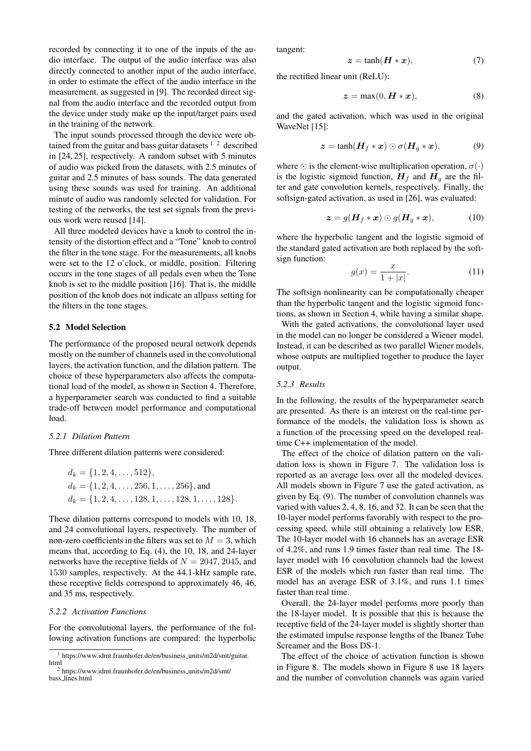recorded by connecting it to one of the inputs of the audio interface. The output of the audio interface was also directly connected to another input of the audio interface, in order to estimate the effect of the audio interface in the measurement, as suggested in [9]. The recorded direct signal from the audio interface and the recorded output from the device under study make up the input/target pairs used in the training of the network.

The input sounds processed through the device were obtained from the guitar and bass guitar datasets [1] [2] described in [24, 25], respectively. A random subset with 5 minutes of audio was picked from the datasets, with 2.5 minutes of guitar and 2.5 minutes of bass sounds. The data generated using these sounds was used for training. An additional minute of audio was randomly selected for validation. For testing of the networks, the test set signals from the previous work were reused [14].

All three modeled devices have a knob to control the intensity of the distortion effect and a "Tone" knob to control the filter in the tone stage. For the measurements, all knobs were set to the 12 o'clock, or middle, position. Filtering occurs in the tone stages of all pedals even when the Tone knob is set to the middle position [16]. That is, the middle position of the knob does not indicate an allpass setting for the filters in the tone stages.

### 5.2 Model Selection

The performance of the proposed neural network depends mostly on the number of channels used in the convolutional layers, the activation function, and the dilation pattern. The choice of these hyperparameters also affects the computational load of the model, as shown in Section 4. Therefore, a hyperparameter search was conducted to find a suitable trade-off between model performance and computational load.

#### 5.2.1 Dilation Pattern

Three different dilation patterns were considered:

$$d_k = \{1, 2, 4, \dots, 512\},$$
$$d_k = \{1, 2, 4, \dots, 256, 1, \dots, 256\}, \text{ and}$$
$$d_k = \{1, 2, 4, \dots, 128, 1, \dots, 128, 1, \dots, 128\}.$$

These dilation patterns correspond to models with 10, 18, and 24 convolutional layers, respectively. The number of non-zero coefficients in the filters was set to $M = 3$, which means that, according to Eq. (4), the 10, 18, and 24-layer networks have the receptive fields of $N = 2047, 2045$, and 1530 samples, respectively. At the 44.1-kHz sample rate, these receptive fields correspond to approximately 46, 46, and 35 ms, respectively.

#### 5.2.2 Activation Functions

For the convolutional layers, the performance of the following activation functions are compared: the hyperbolic tangent:

$$\boldsymbol{z} = \tanh(\boldsymbol{H} * \boldsymbol{x}), \tag{7}$$

the rectified linear unit (ReLU):

$$\boldsymbol{z} = \max(0, \boldsymbol{H} * \boldsymbol{x}), \tag{8}$$

and the gated activation, which was used in the original WaveNet [15]:

$$\boldsymbol{z} = \tanh(\boldsymbol{H}_f * \boldsymbol{x}) \odot \sigma(\boldsymbol{H}_g * \boldsymbol{x}), \tag{9}$$

where $\odot$ is the element-wise multiplication operation, $\sigma(\cdot)$ is the logistic sigmoid function, $\boldsymbol{H}_f$ and $\boldsymbol{H}_g$ are the filter and gate convolution kernels, respectively. Finally, the softsign-gated activation, as used in [26], was evaluated:

$$\boldsymbol{z} = g(\boldsymbol{H}_f * \boldsymbol{x}) \odot g(\boldsymbol{H}_g * \boldsymbol{x}), \tag{10}$$

where the hyperbolic tangent and the logistic sigmoid of the standard gated activation are both replaced by the softsign function:

$$g(x) = \frac{x}{1 + |x|}. \tag{11}$$

The softsign nonlinearity can be computationally cheaper than the hyperbolic tangent and the logistic sigmoid functions, as shown in Section 4, while having a similar shape.

With the gated activations, the convolutional layer used in the model can no longer be considered a Wiener model. Instead, it can be described as two parallel Wiener models, whose outputs are multiplied together to produce the layer output.

#### 5.2.3 Results

In the following, the results of the hyperparameter search are presented. As there is an interest on the real-time performance of the models, the validation loss is shown as a function of the processing speed on the developed real-time C++ implementation of the model.

The effect of the choice of dilation pattern on the validation loss is shown in Figure 7. The validation loss is reported as an average loss over all the modeled devices. All models shown in Figure 7 use the gated activation, as given by Eq. (9). The number of convolution channels was varied with values 2, 4, 8, 16, and 32. It can be seen that the 10-layer model performs favorably with respect to the processing speed, while still obtaining a relatively low ESR. The 10-layer model with 16 channels has an average ESR of 4.2%, and runs 1.9 times faster than real time. The 18-layer model with 16 convolution channels had the lowest ESR of the models which run faster than real time. The model has an average ESR of 3.1%, and runs 1.1 times faster than real time.

Overall, the 24-layer model performs more poorly than the 18-layer model. It is possible that this is because the receptive field of the 24-layer model is slightly shorter than the estimated impulse response lengths of the Ibanez Tube Screamer and the Boss DS-1.

The effect of the choice of activation function is shown in Figure 8. The models shown in Figure 8 use 18 layers and the number of convolution channels was again varied

[1] https://www.idmt.fraunhofer.de/en/business_units/m2d/smt/guitar.html

[2] https://www.idmt.fraunhofer.de/en/business_units/m2d/smt/bass_lines.html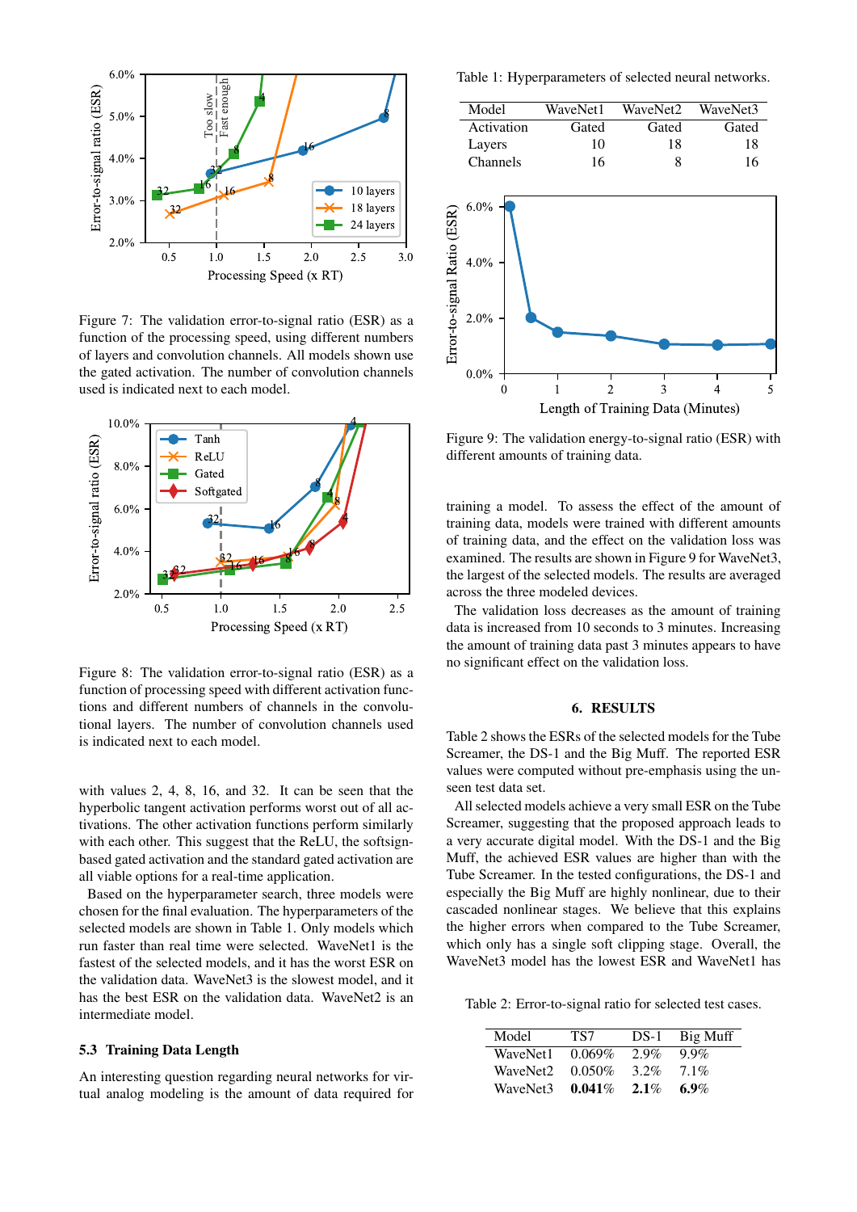Figure 7: The validation error-to-signal ratio (ESR) as a function of the processing speed, using different numbers of layers and convolution channels. All models shown use the gated activation. The number of convolution channels used is indicated next to each model.

Figure 8: The validation error-to-signal ratio (ESR) as a function of processing speed with different activation functions and different numbers of channels in the convolutional layers. The number of convolution channels used is indicated next to each model.

with values 2, 4, 8, 16, and 32. It can be seen that the hyperbolic tangent activation performs worst out of all activations. The other activation functions perform similarly with each other. This suggest that the ReLU, the softsign-based gated activation and the standard gated activation are all viable options for a real-time application.

Based on the hyperparameter search, three models were chosen for the final evaluation. The hyperparameters of the selected models are shown in Table 1. Only models which run faster than real time were selected. WaveNet1 is the fastest of the selected models, and it has the worst ESR on the validation data. WaveNet3 is the slowest model, and it has the best ESR on the validation data. WaveNet2 is an intermediate model.

### 5.3 Training Data Length

An interesting question regarding neural networks for virtual analog modeling is the amount of data required for training a model. To assess the effect of the amount of training data, models were trained with different amounts of training data, and the effect on the validation loss was examined. The results are shown in Figure 9 for WaveNet3, the largest of the selected models. The results are averaged across the three modeled devices.

The validation loss decreases as the amount of training data is increased from 10 seconds to 3 minutes. Increasing the amount of training data past 3 minutes appears to have no significant effect on the validation loss.

Table 1: Hyperparameters of selected neural networks.

| Model | WaveNet1 | WaveNet2 | WaveNet3 |
|---|---|---|---|
| Activation | Gated | Gated | Gated |
| Layers | 10 | 18 | 18 |
| Channels | 16 | 8 | 16 |

Figure 9: The validation energy-to-signal ratio (ESR) with different amounts of training data.

## 6. RESULTS

Table 2 shows the ESRs of the selected models for the Tube Screamer, the DS-1 and the Big Muff. The reported ESR values were computed without pre-emphasis using the unseen test data set.

All selected models achieve a very small ESR on the Tube Screamer, suggesting that the proposed approach leads to a very accurate digital model. With the DS-1 and the Big Muff, the achieved ESR values are higher than with the Tube Screamer. In the tested configurations, the DS-1 and especially the Big Muff are highly nonlinear, due to their cascaded nonlinear stages. We believe that this explains the higher errors when compared to the Tube Screamer, which only has a single soft clipping stage. Overall, the WaveNet3 model has the lowest ESR and WaveNet1 has

Table 2: Error-to-signal ratio for selected test cases.

| Model | TS7 | DS-1 | Big Muff |
|---|---|---|---|
| WaveNet1 | 0.069% | 2.9% | 9.9% |
| WaveNet2 | 0.050% | 3.2% | 7.1% |
| WaveNet3 | **0.041**% | **2.1**% | **6.9**% |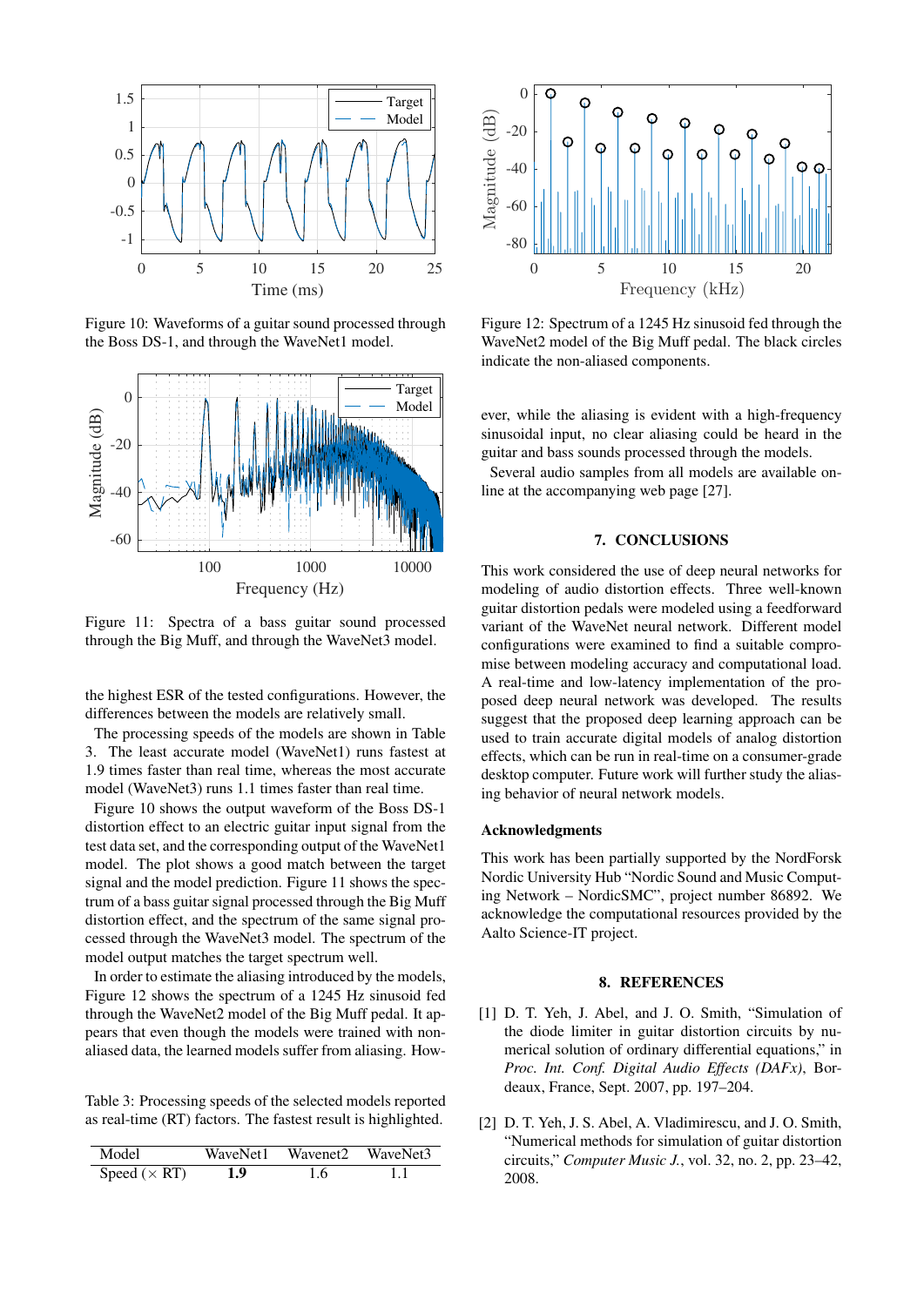Figure 10: Waveforms of a guitar sound processed through the Boss DS-1, and through the WaveNet1 model.

Figure 11: Spectra of a bass guitar sound processed through the Big Muff, and through the WaveNet3 model.

the highest ESR of the tested configurations. However, the differences between the models are relatively small.

The processing speeds of the models are shown in Table 3. The least accurate model (WaveNet1) runs fastest at 1.9 times faster than real time, whereas the most accurate model (WaveNet3) runs 1.1 times faster than real time.

Figure 10 shows the output waveform of the Boss DS-1 distortion effect to an electric guitar input signal from the test data set, and the corresponding output of the WaveNet1 model. The plot shows a good match between the target signal and the model prediction. Figure 11 shows the spectrum of a bass guitar signal processed through the Big Muff distortion effect, and the spectrum of the same signal processed through the WaveNet3 model. The spectrum of the model output matches the target spectrum well.

In order to estimate the aliasing introduced by the models, Figure 12 shows the spectrum of a 1245 Hz sinusoid fed through the WaveNet2 model of the Big Muff pedal. It appears that even though the models were trained with non-aliased data, the learned models suffer from aliasing. However, while the aliasing is evident with a high-frequency sinusoidal input, no clear aliasing could be heard in the guitar and bass sounds processed through the models.

Table 3: Processing speeds of the selected models reported as real-time (RT) factors. The fastest result is highlighted.

| Model | WaveNet1 | Wavenet2 | WaveNet3 |
|---|---|---|---|
| Speed ($\times$ RT) | **1.9** | 1.6 | 1.1 |

Figure 12: Spectrum of a 1245 Hz sinusoid fed through the WaveNet2 model of the Big Muff pedal. The black circles indicate the non-aliased components.

Several audio samples from all models are available online at the accompanying web page [27].

## 7. CONCLUSIONS

This work considered the use of deep neural networks for modeling of audio distortion effects. Three well-known guitar distortion pedals were modeled using a feedforward variant of the WaveNet neural network. Different model configurations were examined to find a suitable compromise between modeling accuracy and computational load. A real-time and low-latency implementation of the proposed deep neural network was developed. The results suggest that the proposed deep learning approach can be used to train accurate digital models of analog distortion effects, which can be run in real-time on a consumer-grade desktop computer. Future work will further study the aliasing behavior of neural network models.

### Acknowledgments

This work has been partially supported by the NordForsk Nordic University Hub "Nordic Sound and Music Computing Network – NordicSMC", project number 86892. We acknowledge the computational resources provided by the Aalto Science-IT project.

## 8. REFERENCES

[1] D. T. Yeh, J. Abel, and J. O. Smith, "Simulation of the diode limiter in guitar distortion circuits by numerical solution of ordinary differential equations," in *Proc. Int. Conf. Digital Audio Effects (DAFx)*, Bordeaux, France, Sept. 2007, pp. 197–204.

[2] D. T. Yeh, J. S. Abel, A. Vladimirescu, and J. O. Smith, "Numerical methods for simulation of guitar distortion circuits," *Computer Music J.*, vol. 32, no. 2, pp. 23–42, 2008.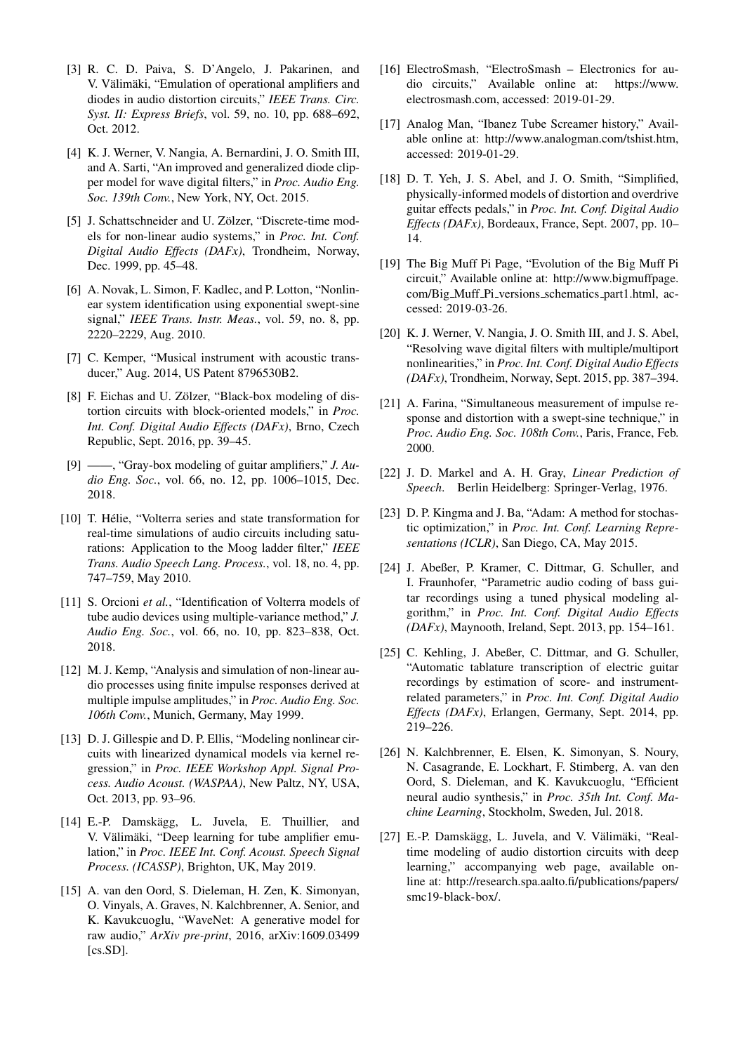[3] R. C. D. Paiva, S. D'Angelo, J. Pakarinen, and V. Välimäki, "Emulation of operational amplifiers and diodes in audio distortion circuits," *IEEE Trans. Circ. Syst. II: Express Briefs*, vol. 59, no. 10, pp. 688–692, Oct. 2012.

[4] K. J. Werner, V. Nangia, A. Bernardini, J. O. Smith III, and A. Sarti, "An improved and generalized diode clipper model for wave digital filters," in *Proc. Audio Eng. Soc. 139th Conv.*, New York, NY, Oct. 2015.

[5] J. Schattschneider and U. Zölzer, "Discrete-time models for non-linear audio systems," in *Proc. Int. Conf. Digital Audio Effects (DAFx)*, Trondheim, Norway, Dec. 1999, pp. 45–48.

[6] A. Novak, L. Simon, F. Kadlec, and P. Lotton, "Nonlinear system identification using exponential swept-sine signal," *IEEE Trans. Instr. Meas.*, vol. 59, no. 8, pp. 2220–2229, Aug. 2010.

[7] C. Kemper, "Musical instrument with acoustic transducer," Aug. 2014, US Patent 8796530B2.

[8] F. Eichas and U. Zölzer, "Black-box modeling of distortion circuits with block-oriented models," in *Proc. Int. Conf. Digital Audio Effects (DAFx)*, Brno, Czech Republic, Sept. 2016, pp. 39–45.

[9] ——, "Gray-box modeling of guitar amplifiers," *J. Audio Eng. Soc.*, vol. 66, no. 12, pp. 1006–1015, Dec. 2018.

[10] T. Hélie, "Volterra series and state transformation for real-time simulations of audio circuits including saturations: Application to the Moog ladder filter," *IEEE Trans. Audio Speech Lang. Process.*, vol. 18, no. 4, pp. 747–759, May 2010.

[11] S. Orcioni *et al.*, "Identification of Volterra models of tube audio devices using multiple-variance method," *J. Audio Eng. Soc.*, vol. 66, no. 10, pp. 823–838, Oct. 2018.

[12] M. J. Kemp, "Analysis and simulation of non-linear audio processes using finite impulse responses derived at multiple impulse amplitudes," in *Proc. Audio Eng. Soc. 106th Conv.*, Munich, Germany, May 1999.

[13] D. J. Gillespie and D. P. Ellis, "Modeling nonlinear circuits with linearized dynamical models via kernel regression," in *Proc. IEEE Workshop Appl. Signal Process. Audio Acoust. (WASPAA)*, New Paltz, NY, USA, Oct. 2013, pp. 93–96.

[14] E.-P. Damskägg, L. Juvela, E. Thuillier, and V. Välimäki, "Deep learning for tube amplifier emulation," in *Proc. IEEE Int. Conf. Acoust. Speech Signal Process. (ICASSP)*, Brighton, UK, May 2019.

[15] A. van den Oord, S. Dieleman, H. Zen, K. Simonyan, O. Vinyals, A. Graves, N. Kalchbrenner, A. Senior, and K. Kavukcuoglu, "WaveNet: A generative model for raw audio," *ArXiv pre-print*, 2016, arXiv:1609.03499 [cs.SD].

[16] ElectroSmash, "ElectroSmash – Electronics for audio circuits," Available online at: https://www.electrosmash.com, accessed: 2019-01-29.

[17] Analog Man, "Ibanez Tube Screamer history," Available online at: http://www.analogman.com/tshist.htm, accessed: 2019-01-29.

[18] D. T. Yeh, J. S. Abel, and J. O. Smith, "Simplified, physically-informed models of distortion and overdrive guitar effects pedals," in *Proc. Int. Conf. Digital Audio Effects (DAFx)*, Bordeaux, France, Sept. 2007, pp. 10–14.

[19] The Big Muff Pi Page, "Evolution of the Big Muff Pi circuit," Available online at: http://www.bigmuffpage.com/Big_Muff_Pi_versions_schematics_part1.html, accessed: 2019-03-26.

[20] K. J. Werner, V. Nangia, J. O. Smith III, and J. S. Abel, "Resolving wave digital filters with multiple/multiport nonlinearities," in *Proc. Int. Conf. Digital Audio Effects (DAFx)*, Trondheim, Norway, Sept. 2015, pp. 387–394.

[21] A. Farina, "Simultaneous measurement of impulse response and distortion with a swept-sine technique," in *Proc. Audio Eng. Soc. 108th Conv.*, Paris, France, Feb. 2000.

[22] J. D. Markel and A. H. Gray, *Linear Prediction of Speech*. Berlin Heidelberg: Springer-Verlag, 1976.

[23] D. P. Kingma and J. Ba, "Adam: A method for stochastic optimization," in *Proc. Int. Conf. Learning Representations (ICLR)*, San Diego, CA, May 2015.

[24] J. Abeßer, P. Kramer, C. Dittmar, G. Schuller, and I. Fraunhofer, "Parametric audio coding of bass guitar recordings using a tuned physical modeling algorithm," in *Proc. Int. Conf. Digital Audio Effects (DAFx)*, Maynooth, Ireland, Sept. 2013, pp. 154–161.

[25] C. Kehling, J. Abeßer, C. Dittmar, and G. Schuller, "Automatic tablature transcription of electric guitar recordings by estimation of score- and instrument-related parameters," in *Proc. Int. Conf. Digital Audio Effects (DAFx)*, Erlangen, Germany, Sept. 2014, pp. 219–226.

[26] N. Kalchbrenner, E. Elsen, K. Simonyan, S. Noury, N. Casagrande, E. Lockhart, F. Stimberg, A. van den Oord, S. Dieleman, and K. Kavukcuoglu, "Efficient neural audio synthesis," in *Proc. 35th Int. Conf. Machine Learning*, Stockholm, Sweden, Jul. 2018.

[27] E.-P. Damskägg, L. Juvela, and V. Välimäki, "Real-time modeling of audio distortion circuits with deep learning," accompanying web page, available online at: http://research.spa.aalto.fi/publications/papers/smc19-black-box/.